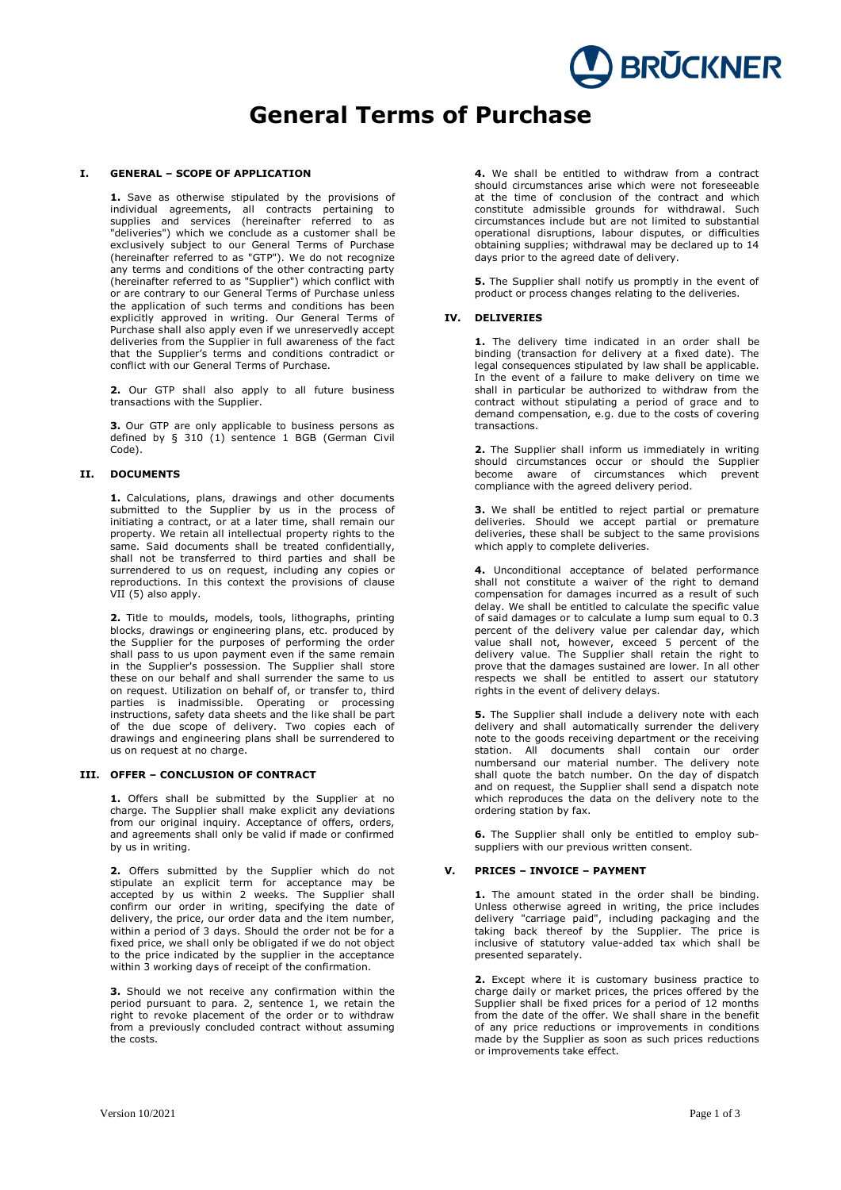# General Terms of Purchase

## I. GENERAL – SCOPE OF APPLICATION

**1.** Save as otherwise stipulated by the provisions of individual agreements, all contracts pertaining to supplies and services (hereinafter referred to as "deliveries") which we conclude as a customer shall be exclusively subject to our General Terms of Purchase (hereinafter referred to as "GTP"). We do not recognize any terms and conditions of the other contracting party (hereinafter referred to as "Supplier") which conflict with or are contrary to our General Terms of Purchase unless the application of such terms and conditions has been explicitly approved in writing. Our General Terms of Purchase shall also apply even if we unreservedly accept deliveries from the Supplier in full awareness of the fact that the Supplier's terms and conditions contradict or conflict with our General Terms of Purchase.

**2.** Our GTP shall also apply to all future business transactions with the Supplier.

**3.** Our GTP are only applicable to business persons as defined by § 310 (1) sentence 1 BGB (German Civil Code).

## II. DOCUMENTS

**1.** Calculations, plans, drawings and other documents submitted to the Supplier by us in the process of initiating a contract, or at a later time, shall remain our property. We retain all intellectual property rights to the same. Said documents shall be treated confidentially, shall not be transferred to third parties and shall be surrendered to us on request, including any copies or reproductions. In this context the provisions of clause VII (5) also apply.

**2.** Title to moulds, models, tools, lithographs, printing blocks, drawings or engineering plans, etc. produced by the Supplier for the purposes of performing the order shall pass to us upon payment even if the same remain in the Supplier's possession. The Supplier shall store these on our behalf and shall surrender the same to us on request. Utilization on behalf of, or transfer to, third parties is inadmissible. Operating or processing instructions, safety data sheets and the like shall be part of the due scope of delivery. Two copies each of drawings and engineering plans shall be surrendered to us on request at no charge.

## III. OFFER – CONCLUSION OF CONTRACT

**1.** Offers shall be submitted by the Supplier at no charge. The Supplier shall make explicit any deviations from our original inquiry. Acceptance of offers, orders, and agreements shall only be valid if made or confirmed by us in writing.

**2.** Offers submitted by the Supplier which do not stipulate an explicit term for acceptance may be accepted by us within 2 weeks. The Supplier shall confirm our order in writing, specifying the date of delivery, the price, our order data and the item number, within a period of 3 days. Should the order not be for a fixed price, we shall only be obligated if we do not object to the price indicated by the supplier in the acceptance within 3 working days of receipt of the confirmation.

**3.** Should we not receive any confirmation within the period pursuant to para. 2, sentence 1, we retain the right to revoke placement of the order or to withdraw from a previously concluded contract without assuming the costs.

**4.** We shall be entitled to withdraw from a contract should circumstances arise which were not foreseeable at the time of conclusion of the contract and which constitute admissible grounds for withdrawal. Such circumstances include but are not limited to substantial operational disruptions, labour disputes, or difficulties obtaining supplies; withdrawal may be declared up to 14 days prior to the agreed date of delivery.

**5.** The Supplier shall notify us promptly in the event of product or process changes relating to the deliveries.

## IV. DELIVERIES

**1.** The delivery time indicated in an order shall be binding (transaction for delivery at a fixed date). The legal consequences stipulated by law shall be applicable. In the event of a failure to make delivery on time we shall in particular be authorized to withdraw from the contract without stipulating a period of grace and to demand compensation, e.g. due to the costs of covering transactions.

**2.** The Supplier shall inform us immediately in writing should circumstances occur or should the Supplier become aware of circumstances which prevent compliance with the agreed delivery period.

**3.** We shall be entitled to reject partial or premature deliveries. Should we accept partial or premature deliveries, these shall be subject to the same provisions which apply to complete deliveries.

**4.** Unconditional acceptance of belated performance shall not constitute a waiver of the right to demand compensation for damages incurred as a result of such delay. We shall be entitled to calculate the specific value of said damages or to calculate a lump sum equal to 0.3 percent of the delivery value per calendar day, which value shall not, however, exceed 5 percent of the delivery value. The Supplier shall retain the right to prove that the damages sustained are lower. In all other respects we shall be entitled to assert our statutory rights in the event of delivery delays.

**5.** The Supplier shall include a delivery note with each delivery and shall automatically surrender the delivery note to the goods receiving department or the receiving station. All documents shall contain our order numbersand our material number. The delivery note shall quote the batch number. On the day of dispatch and on request, the Supplier shall send a dispatch note which reproduces the data on the delivery note to the ordering station by fax.

**6.** The Supplier shall only be entitled to employ sub-suppliers with our previous written consent.

## V. PRICES – INVOICE – PAYMENT

**1.** The amount stated in the order shall be binding. Unless otherwise agreed in writing, the price includes delivery "carriage paid", including packaging and the taking back thereof by the Supplier. The price is inclusive of statutory value-added tax which shall be presented separately.

**2.** Except where it is customary business practice to charge daily or market prices, the prices offered by the Supplier shall be fixed prices for a period of 12 months from the date of the offer. We shall share in the benefit of any price reductions or improvements in conditions made by the Supplier as soon as such prices reductions or improvements take effect.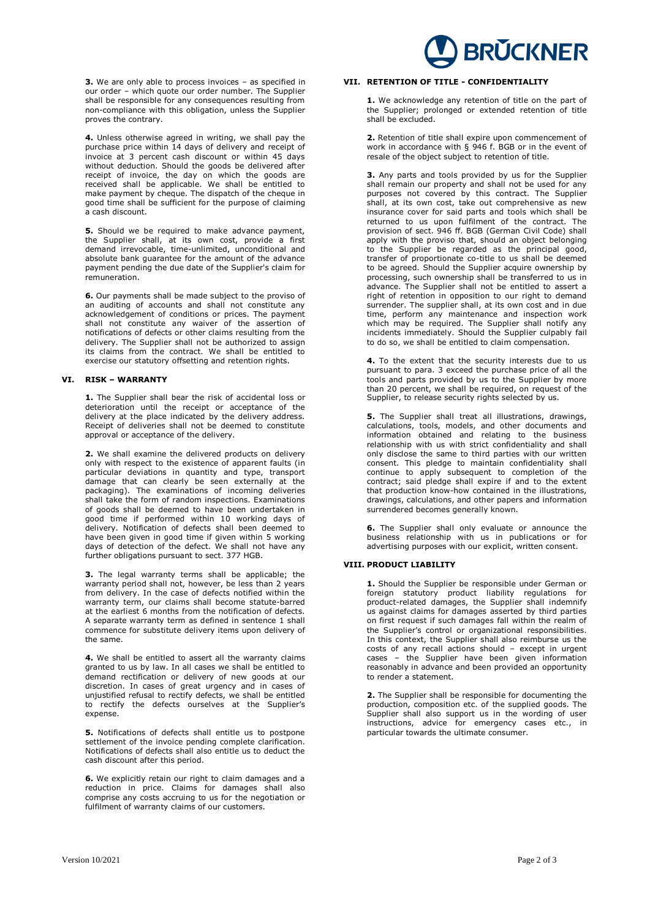**3.** We are only able to process invoices – as specified in our order – which quote our order number. The Supplier shall be responsible for any consequences resulting from non-compliance with this obligation, unless the Supplier proves the contrary.

**4.** Unless otherwise agreed in writing, we shall pay the purchase price within 14 days of delivery and receipt of invoice at 3 percent cash discount or within 45 days without deduction. Should the goods be delivered after receipt of invoice, the day on which the goods are received shall be applicable. We shall be entitled to make payment by cheque. The dispatch of the cheque in good time shall be sufficient for the purpose of claiming a cash discount.

**5.** Should we be required to make advance payment, the Supplier shall, at its own cost, provide a first demand irrevocable, time-unlimited, unconditional and absolute bank guarantee for the amount of the advance payment pending the due date of the Supplier's claim for remuneration.

**6.** Our payments shall be made subject to the proviso of an auditing of accounts and shall not constitute any acknowledgement of conditions or prices. The payment shall not constitute any waiver of the assertion of notifications of defects or other claims resulting from the delivery. The Supplier shall not be authorized to assign its claims from the contract. We shall be entitled to exercise our statutory offsetting and retention rights.

## VI. RISK – WARRANTY

**1.** The Supplier shall bear the risk of accidental loss or deterioration until the receipt or acceptance of the delivery at the place indicated by the delivery address. Receipt of deliveries shall not be deemed to constitute approval or acceptance of the delivery.

**2.** We shall examine the delivered products on delivery only with respect to the existence of apparent faults (in particular deviations in quantity and type, transport damage that can clearly be seen externally at the packaging). The examinations of incoming deliveries shall take the form of random inspections. Examinations of goods shall be deemed to have been undertaken in good time if performed within 10 working days of delivery. Notification of defects shall been deemed to have been given in good time if given within 5 working days of detection of the defect. We shall not have any further obligations pursuant to sect. 377 HGB.

**3.** The legal warranty terms shall be applicable; the warranty period shall not, however, be less than 2 years from delivery. In the case of defects notified within the warranty term, our claims shall become statute-barred at the earliest 6 months from the notification of defects. A separate warranty term as defined in sentence 1 shall commence for substitute delivery items upon delivery of the same.

**4.** We shall be entitled to assert all the warranty claims granted to us by law. In all cases we shall be entitled to demand rectification or delivery of new goods at our discretion. In cases of great urgency and in cases of unjustified refusal to rectify defects, we shall be entitled to rectify the defects ourselves at the Supplier's expense.

**5.** Notifications of defects shall entitle us to postpone settlement of the invoice pending complete clarification. Notifications of defects shall also entitle us to deduct the cash discount after this period.

**6.** We explicitly retain our right to claim damages and a reduction in price. Claims for damages shall also comprise any costs accruing to us for the negotiation or fulfilment of warranty claims of our customers.

## VII. RETENTION OF TITLE - CONFIDENTIALITY

**1.** We acknowledge any retention of title on the part of the Supplier; prolonged or extended retention of title shall be excluded.

**2.** Retention of title shall expire upon commencement of work in accordance with § 946 f. BGB or in the event of resale of the object subject to retention of title.

**3.** Any parts and tools provided by us for the Supplier shall remain our property and shall not be used for any purposes not covered by this contract. The Supplier shall, at its own cost, take out comprehensive as new insurance cover for said parts and tools which shall be returned to us upon fulfilment of the contract. The provision of sect. 946 ff. BGB (German Civil Code) shall apply with the proviso that, should an object belonging to the Supplier be regarded as the principal good, transfer of proportionate co-title to us shall be deemed to be agreed. Should the Supplier acquire ownership by processing, such ownership shall be transferred to us in advance. The Supplier shall not be entitled to assert a right of retention in opposition to our right to demand surrender. The supplier shall, at its own cost and in due time, perform any maintenance and inspection work which may be required. The Supplier shall notify any incidents immediately. Should the Supplier culpably fail to do so, we shall be entitled to claim compensation.

**4.** To the extent that the security interests due to us pursuant to para. 3 exceed the purchase price of all the tools and parts provided by us to the Supplier by more than 20 percent, we shall be required, on request of the Supplier, to release security rights selected by us.

**5.** The Supplier shall treat all illustrations, drawings, calculations, tools, models, and other documents and information obtained and relating to the business relationship with us with strict confidentiality and shall only disclose the same to third parties with our written consent. This pledge to maintain confidentiality shall continue to apply subsequent to completion of the contract; said pledge shall expire if and to the extent that production know-how contained in the illustrations, drawings, calculations, and other papers and information surrendered becomes generally known.

**6.** The Supplier shall only evaluate or announce the business relationship with us in publications or for advertising purposes with our explicit, written consent.

## VIII. PRODUCT LIABILITY

**1.** Should the Supplier be responsible under German or foreign statutory product liability regulations for product-related damages, the Supplier shall indemnify us against claims for damages asserted by third parties on first request if such damages fall within the realm of the Supplier's control or organizational responsibilities. In this context, the Supplier shall also reimburse us the costs of any recall actions should – except in urgent cases – the Supplier have been given information reasonably in advance and been provided an opportunity to render a statement.

**2.** The Supplier shall be responsible for documenting the production, composition etc. of the supplied goods. The Supplier shall also support us in the wording of user instructions, advice for emergency cases etc., in particular towards the ultimate consumer.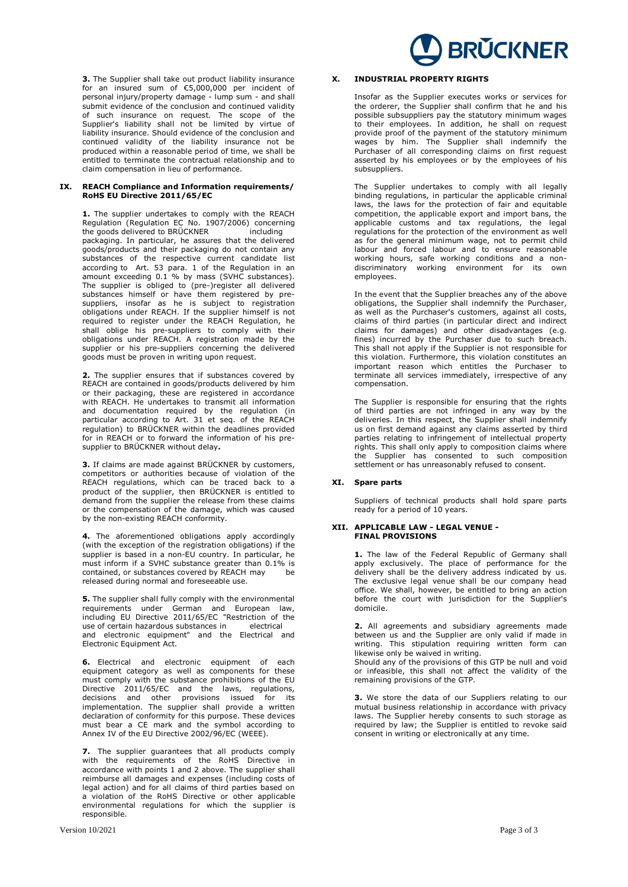**3.** The Supplier shall take out product liability insurance for an insured sum of €5,000,000 per incident of personal injury/property damage - lump sum - and shall submit evidence of the conclusion and continued validity of such insurance on request. The scope of the Supplier's liability shall not be limited by virtue of liability insurance. Should evidence of the conclusion and continued validity of the liability insurance not be produced within a reasonable period of time, we shall be entitled to terminate the contractual relationship and to claim compensation in lieu of performance.

## IX. REACH Compliance and Information requirements/ RoHS EU Directive 2011/65/EC

**1.** The supplier undertakes to comply with the REACH Regulation (Regulation EC No. 1907/2006) concerning the goods delivered to BRÜCKNER including packaging. In particular, he assures that the delivered goods/products and their packaging do not contain any substances of the respective current candidate list according to Art. 53 para. 1 of the Regulation in an amount exceeding 0.1 % by mass (SVHC substances). The supplier is obliged to (pre-)register all delivered substances himself or have them registered by pre-suppliers, insofar as he is subject to registration obligations under REACH. If the supplier himself is not required to register under the REACH Regulation, he shall oblige his pre-suppliers to comply with their obligations under REACH. A registration made by the supplier or his pre-suppliers concerning the delivered goods must be proven in writing upon request.

**2.** The supplier ensures that if substances covered by REACH are contained in goods/products delivered by him or their packaging, these are registered in accordance with REACH. He undertakes to transmit all information and documentation required by the regulation (in particular according to Art. 31 et seq. of the REACH regulation) to BRÜCKNER within the deadlines provided for in REACH or to forward the information of his pre-supplier to BRÜCKNER without delay**.**

**3.** If claims are made against BRÜCKNER by customers, competitors or authorities because of violation of the REACH regulations, which can be traced back to a product of the supplier, then BRÜCKNER is entitled to demand from the supplier the release from these claims or the compensation of the damage, which was caused by the non-existing REACH conformity.

**4.** The aforementioned obligations apply accordingly (with the exception of the registration obligations) if the supplier is based in a non-EU country. In particular, he must inform if a SVHC substance greater than 0.1% is contained, or substances covered by REACH may be released during normal and foreseeable use.

**5.** The supplier shall fully comply with the environmental requirements under German and European law, including EU Directive 2011/65/EC "Restriction of the use of certain hazardous substances in electrical and electronic equipment" and the Electrical and Electronic Equipment Act.

**6.** Electrical and electronic equipment of each equipment category as well as components for these must comply with the substance prohibitions of the EU Directive 2011/65/EC and the laws, regulations, decisions and other provisions issued for its implementation. The supplier shall provide a written declaration of conformity for this purpose. These devices must bear a CE mark and the symbol according to Annex IV of the EU Directive 2002/96/EC (WEEE).

**7.** The supplier guarantees that all products comply with the requirements of the RoHS Directive in accordance with points 1 and 2 above. The supplier shall reimburse all damages and expenses (including costs of legal action) and for all claims of third parties based on a violation of the RoHS Directive or other applicable environmental regulations for which the supplier is responsible.

## X. INDUSTRIAL PROPERTY RIGHTS

Insofar as the Supplier executes works or services for the orderer, the Supplier shall confirm that he and his possible subsuppliers pay the statutory minimum wages to their employees. In addition, he shall on request provide proof of the payment of the statutory minimum wages by him. The Supplier shall indemnify the Purchaser of all corresponding claims on first request asserted by his employees or by the employees of his subsuppliers.

The Supplier undertakes to comply with all legally binding regulations, in particular the applicable criminal laws, the laws for the protection of fair and equitable competition, the applicable export and import bans, the applicable customs and tax regulations, the legal regulations for the protection of the environment as well as for the general minimum wage, not to permit child labour and forced labour and to ensure reasonable working hours, safe working conditions and a non-discriminatory working environment for its own employees.

In the event that the Supplier breaches any of the above obligations, the Supplier shall indemnify the Purchaser, as well as the Purchaser's customers, against all costs, claims of third parties (in particular direct and indirect claims for damages) and other disadvantages (e.g. fines) incurred by the Purchaser due to such breach. This shall not apply if the Supplier is not responsible for this violation. Furthermore, this violation constitutes an important reason which entitles the Purchaser to terminate all services immediately, irrespective of any compensation.

The Supplier is responsible for ensuring that the rights of third parties are not infringed in any way by the deliveries. In this respect, the Supplier shall indemnify us on first demand against any claims asserted by third parties relating to infringement of intellectual property rights. This shall only apply to composition claims where the Supplier has consented to such composition settlement or has unreasonably refused to consent.

## XI. Spare parts

Suppliers of technical products shall hold spare parts ready for a period of 10 years.

## XII. APPLICABLE LAW - LEGAL VENUE - FINAL PROVISIONS

**1.** The law of the Federal Republic of Germany shall apply exclusively. The place of performance for the delivery shall be the delivery address indicated by us. The exclusive legal venue shall be our company head office. We shall, however, be entitled to bring an action before the court with jurisdiction for the Supplier's domicile.

**2.** All agreements and subsidiary agreements made between us and the Supplier are only valid if made in writing. This stipulation requiring written form can likewise only be waived in writing.
Should any of the provisions of this GTP be null and void or infeasible, this shall not affect the validity of the remaining provisions of the GTP.

**3.** We store the data of our Suppliers relating to our mutual business relationship in accordance with privacy laws. The Supplier hereby consents to such storage as required by law; the Supplier is entitled to revoke said consent in writing or electronically at any time.

Version 10/2021